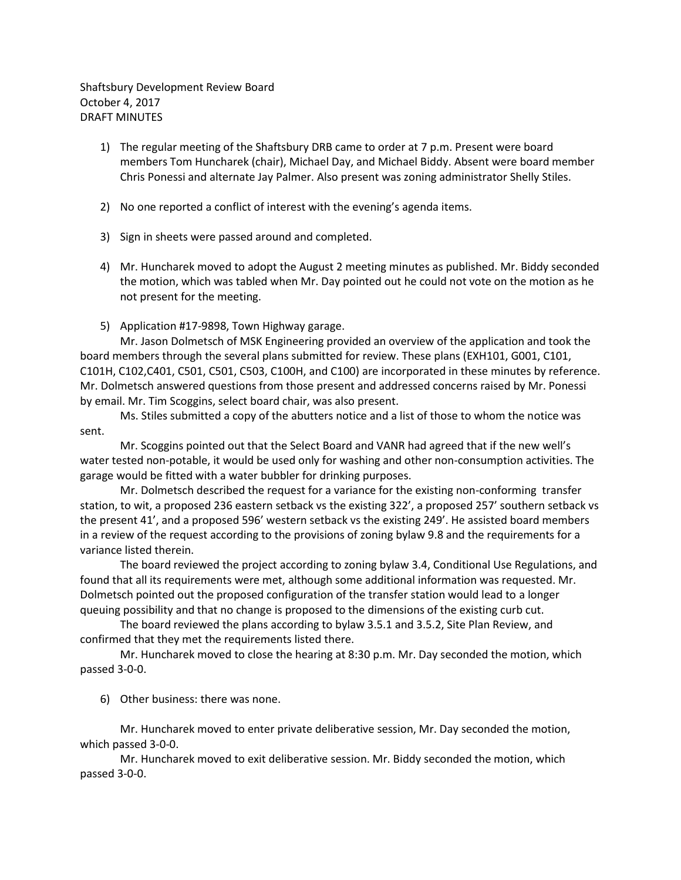Shaftsbury Development Review Board
October 4, 2017
DRAFT MINUTES

1) The regular meeting of the Shaftsbury DRB came to order at 7 p.m. Present were board members Tom Huncharek (chair), Michael Day, and Michael Biddy. Absent were board member Chris Ponessi and alternate Jay Palmer. Also present was zoning administrator Shelly Stiles.

2) No one reported a conflict of interest with the evening's agenda items.

3) Sign in sheets were passed around and completed.

4) Mr. Huncharek moved to adopt the August 2 meeting minutes as published. Mr. Biddy seconded the motion, which was tabled when Mr. Day pointed out he could not vote on the motion as he not present for the meeting.

5) Application #17-9898, Town Highway garage.

Mr. Jason Dolmetsch of MSK Engineering provided an overview of the application and took the board members through the several plans submitted for review. These plans (EXH101, G001, C101, C101H, C102,C401, C501, C501, C503, C100H, and C100) are incorporated in these minutes by reference. Mr. Dolmetsch answered questions from those present and addressed concerns raised by Mr. Ponessi by email. Mr. Tim Scoggins, select board chair, was also present.

Ms. Stiles submitted a copy of the abutters notice and a list of those to whom the notice was sent.

Mr. Scoggins pointed out that the Select Board and VANR had agreed that if the new well's water tested non-potable, it would be used only for washing and other non-consumption activities. The garage would be fitted with a water bubbler for drinking purposes.

Mr. Dolmetsch described the request for a variance for the existing non-conforming transfer station, to wit, a proposed 236 eastern setback vs the existing 322', a proposed 257' southern setback vs the present 41', and a proposed 596' western setback vs the existing 249'. He assisted board members in a review of the request according to the provisions of zoning bylaw 9.8 and the requirements for a variance listed therein.

The board reviewed the project according to zoning bylaw 3.4, Conditional Use Regulations, and found that all its requirements were met, although some additional information was requested. Mr. Dolmetsch pointed out the proposed configuration of the transfer station would lead to a longer queuing possibility and that no change is proposed to the dimensions of the existing curb cut.

The board reviewed the plans according to bylaw 3.5.1 and 3.5.2, Site Plan Review, and confirmed that they met the requirements listed there.

Mr. Huncharek moved to close the hearing at 8:30 p.m. Mr. Day seconded the motion, which passed 3-0-0.

6) Other business: there was none.

Mr. Huncharek moved to enter private deliberative session, Mr. Day seconded the motion, which passed 3-0-0.

Mr. Huncharek moved to exit deliberative session. Mr. Biddy seconded the motion, which passed 3-0-0.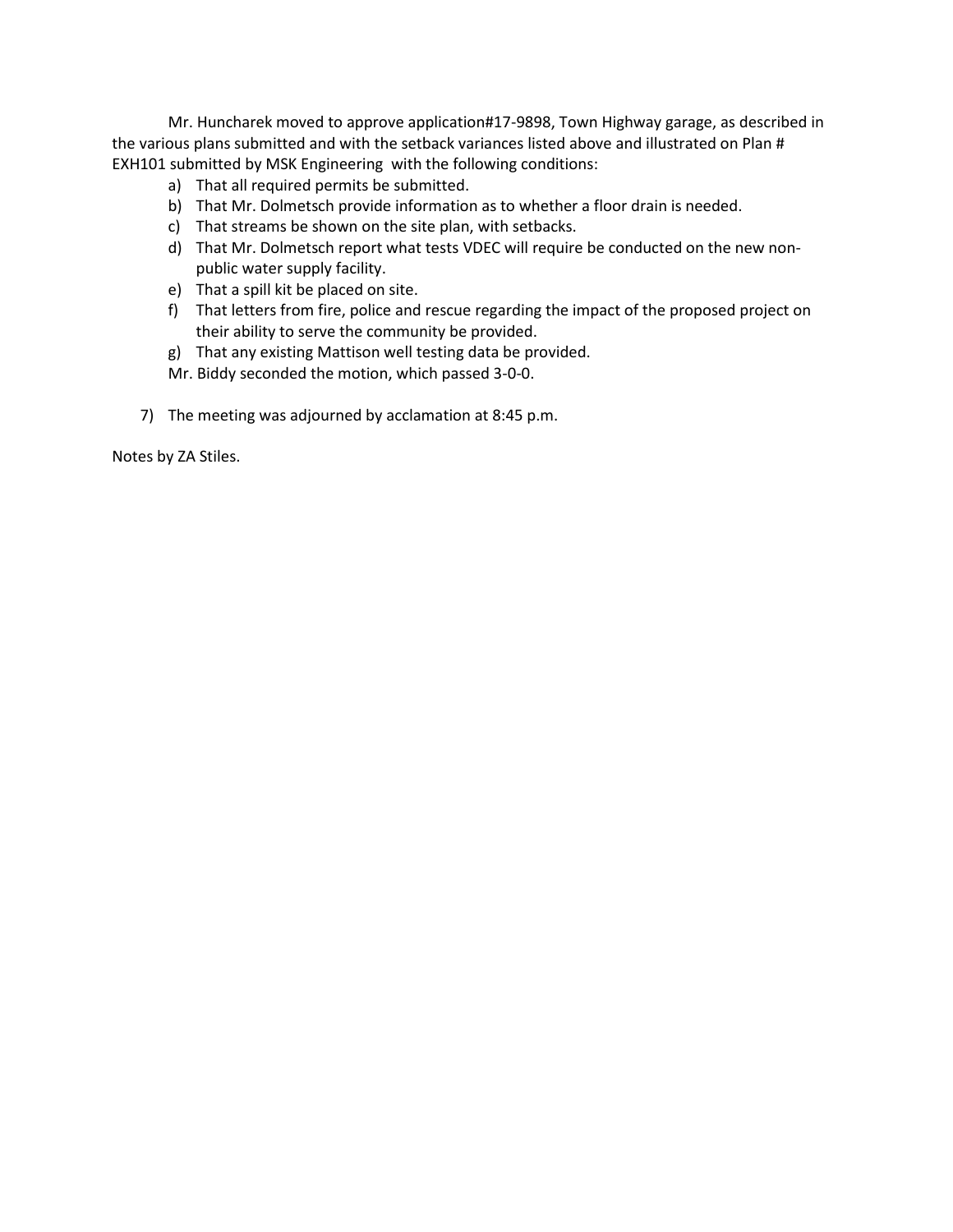Mr. Huncharek moved to approve application#17-9898, Town Highway garage, as described in the various plans submitted and with the setback variances listed above and illustrated on Plan # EXH101 submitted by MSK Engineering with the following conditions:

a) That all required permits be submitted.
b) That Mr. Dolmetsch provide information as to whether a floor drain is needed.
c) That streams be shown on the site plan, with setbacks.
d) That Mr. Dolmetsch report what tests VDEC will require be conducted on the new non-public water supply facility.
e) That a spill kit be placed on site.
f) That letters from fire, police and rescue regarding the impact of the proposed project on their ability to serve the community be provided.
g) That any existing Mattison well testing data be provided.

Mr. Biddy seconded the motion, which passed 3-0-0.

7) The meeting was adjourned by acclamation at 8:45 p.m.

Notes by ZA Stiles.